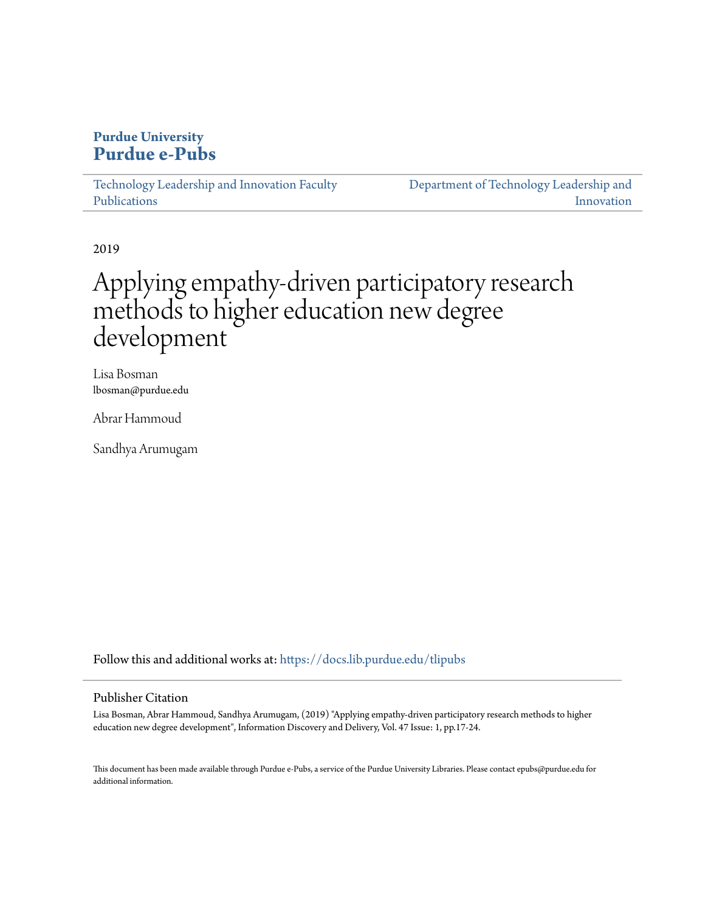**Purdue University**
**Purdue e-Pubs**

Technology Leadership and Innovation Faculty Publications

Department of Technology Leadership and Innovation

2019

# Applying empathy-driven participatory research methods to higher education new degree development

Lisa Bosman
lbosman@purdue.edu

Abrar Hammoud

Sandhya Arumugam

Follow this and additional works at: https://docs.lib.purdue.edu/tlipubs

## Publisher Citation

Lisa Bosman, Abrar Hammoud, Sandhya Arumugam, (2019) "Applying empathy-driven participatory research methods to higher education new degree development", Information Discovery and Delivery, Vol. 47 Issue: 1, pp.17-24.

This document has been made available through Purdue e-Pubs, a service of the Purdue University Libraries. Please contact epubs@purdue.edu for additional information.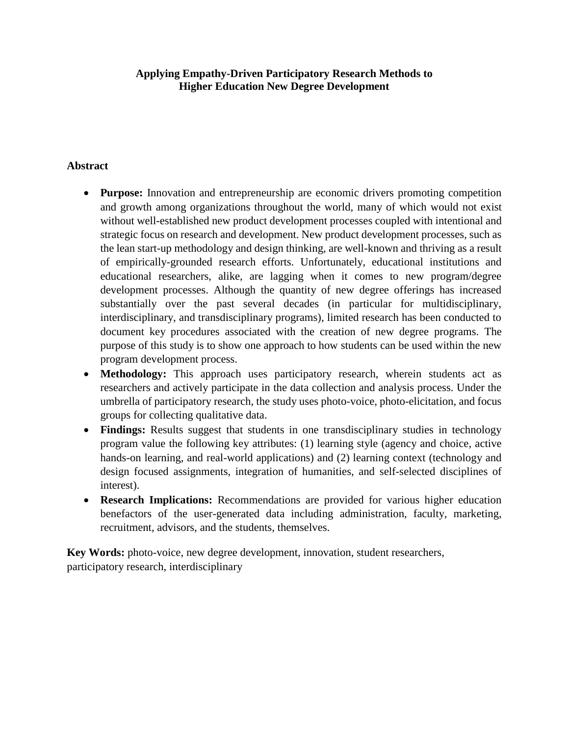# Applying Empathy-Driven Participatory Research Methods to Higher Education New Degree Development

## Abstract

- **Purpose:** Innovation and entrepreneurship are economic drivers promoting competition and growth among organizations throughout the world, many of which would not exist without well-established new product development processes coupled with intentional and strategic focus on research and development. New product development processes, such as the lean start-up methodology and design thinking, are well-known and thriving as a result of empirically-grounded research efforts. Unfortunately, educational institutions and educational researchers, alike, are lagging when it comes to new program/degree development processes. Although the quantity of new degree offerings has increased substantially over the past several decades (in particular for multidisciplinary, interdisciplinary, and transdisciplinary programs), limited research has been conducted to document key procedures associated with the creation of new degree programs. The purpose of this study is to show one approach to how students can be used within the new program development process.
- **Methodology:** This approach uses participatory research, wherein students act as researchers and actively participate in the data collection and analysis process. Under the umbrella of participatory research, the study uses photo-voice, photo-elicitation, and focus groups for collecting qualitative data.
- **Findings:** Results suggest that students in one transdisciplinary studies in technology program value the following key attributes: (1) learning style (agency and choice, active hands-on learning, and real-world applications) and (2) learning context (technology and design focused assignments, integration of humanities, and self-selected disciplines of interest).
- **Research Implications:** Recommendations are provided for various higher education benefactors of the user-generated data including administration, faculty, marketing, recruitment, advisors, and the students, themselves.

**Key Words:** photo-voice, new degree development, innovation, student researchers, participatory research, interdisciplinary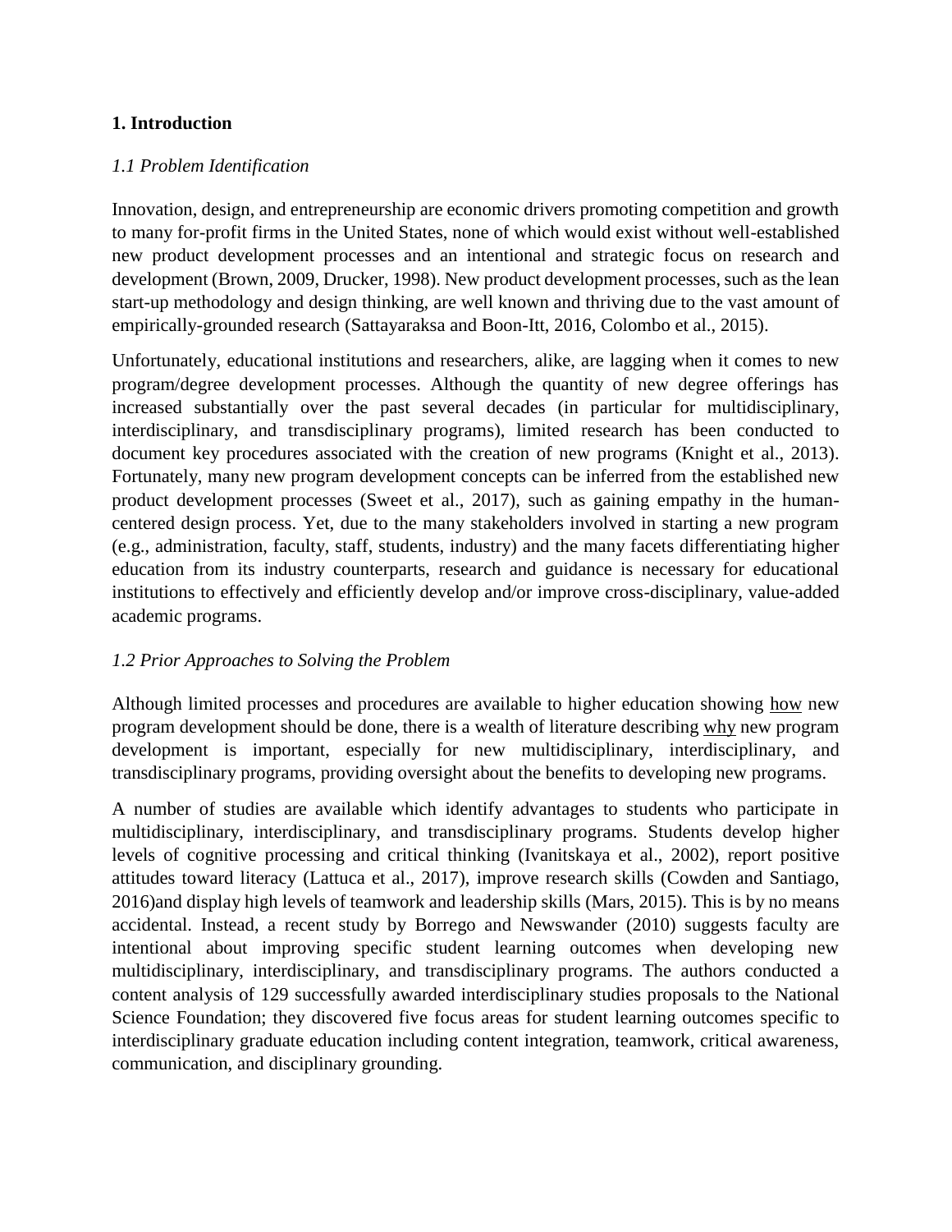## 1. Introduction

### *1.1 Problem Identification*

Innovation, design, and entrepreneurship are economic drivers promoting competition and growth to many for-profit firms in the United States, none of which would exist without well-established new product development processes and an intentional and strategic focus on research and development (Brown, 2009, Drucker, 1998). New product development processes, such as the lean start-up methodology and design thinking, are well known and thriving due to the vast amount of empirically-grounded research (Sattayaraksa and Boon-Itt, 2016, Colombo et al., 2015).

Unfortunately, educational institutions and researchers, alike, are lagging when it comes to new program/degree development processes. Although the quantity of new degree offerings has increased substantially over the past several decades (in particular for multidisciplinary, interdisciplinary, and transdisciplinary programs), limited research has been conducted to document key procedures associated with the creation of new programs (Knight et al., 2013). Fortunately, many new program development concepts can be inferred from the established new product development processes (Sweet et al., 2017), such as gaining empathy in the human-centered design process. Yet, due to the many stakeholders involved in starting a new program (e.g., administration, faculty, staff, students, industry) and the many facets differentiating higher education from its industry counterparts, research and guidance is necessary for educational institutions to effectively and efficiently develop and/or improve cross-disciplinary, value-added academic programs.

### *1.2 Prior Approaches to Solving the Problem*

Although limited processes and procedures are available to higher education showing <u>how</u> new program development should be done, there is a wealth of literature describing <u>why</u> new program development is important, especially for new multidisciplinary, interdisciplinary, and transdisciplinary programs, providing oversight about the benefits to developing new programs.

A number of studies are available which identify advantages to students who participate in multidisciplinary, interdisciplinary, and transdisciplinary programs. Students develop higher levels of cognitive processing and critical thinking (Ivanitskaya et al., 2002), report positive attitudes toward literacy (Lattuca et al., 2017), improve research skills (Cowden and Santiago, 2016)and display high levels of teamwork and leadership skills (Mars, 2015). This is by no means accidental. Instead, a recent study by Borrego and Newswander (2010) suggests faculty are intentional about improving specific student learning outcomes when developing new multidisciplinary, interdisciplinary, and transdisciplinary programs. The authors conducted a content analysis of 129 successfully awarded interdisciplinary studies proposals to the National Science Foundation; they discovered five focus areas for student learning outcomes specific to interdisciplinary graduate education including content integration, teamwork, critical awareness, communication, and disciplinary grounding.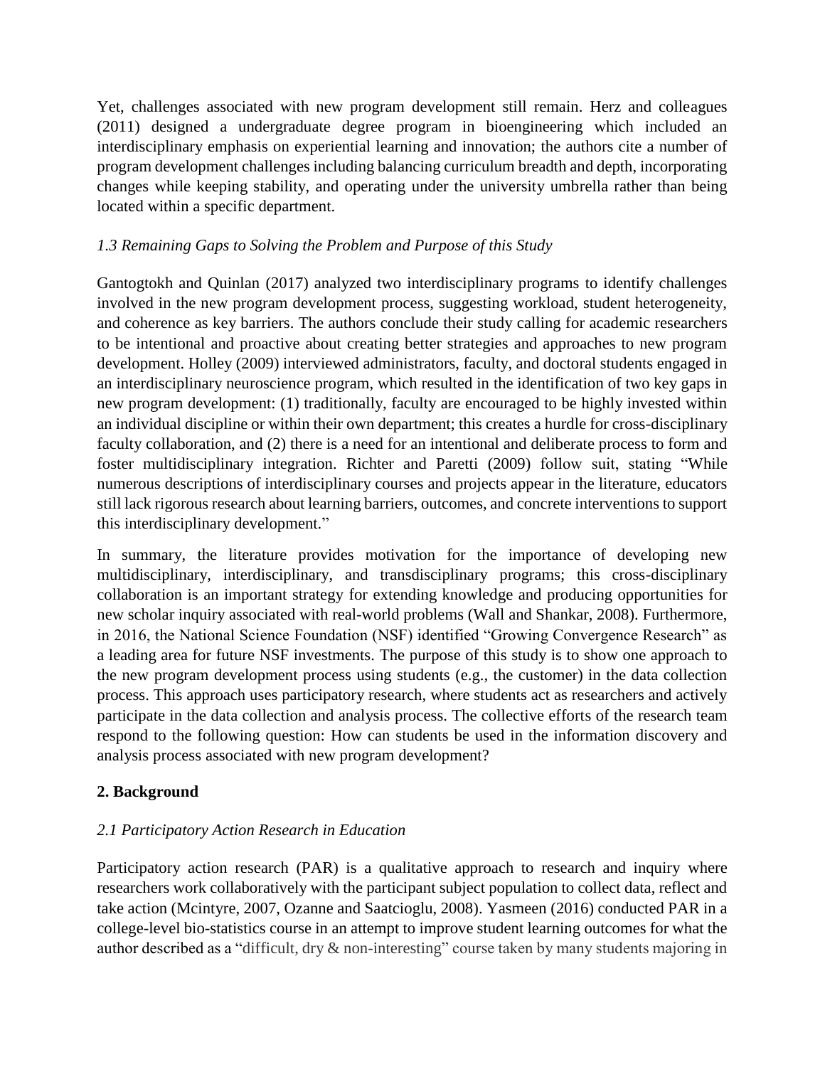Yet, challenges associated with new program development still remain. Herz and colleagues (2011) designed a undergraduate degree program in bioengineering which included an interdisciplinary emphasis on experiential learning and innovation; the authors cite a number of program development challenges including balancing curriculum breadth and depth, incorporating changes while keeping stability, and operating under the university umbrella rather than being located within a specific department.

### *1.3 Remaining Gaps to Solving the Problem and Purpose of this Study*

Gantogtokh and Quinlan (2017) analyzed two interdisciplinary programs to identify challenges involved in the new program development process, suggesting workload, student heterogeneity, and coherence as key barriers. The authors conclude their study calling for academic researchers to be intentional and proactive about creating better strategies and approaches to new program development. Holley (2009) interviewed administrators, faculty, and doctoral students engaged in an interdisciplinary neuroscience program, which resulted in the identification of two key gaps in new program development: (1) traditionally, faculty are encouraged to be highly invested within an individual discipline or within their own department; this creates a hurdle for cross-disciplinary faculty collaboration, and (2) there is a need for an intentional and deliberate process to form and foster multidisciplinary integration. Richter and Paretti (2009) follow suit, stating "While numerous descriptions of interdisciplinary courses and projects appear in the literature, educators still lack rigorous research about learning barriers, outcomes, and concrete interventions to support this interdisciplinary development."

In summary, the literature provides motivation for the importance of developing new multidisciplinary, interdisciplinary, and transdisciplinary programs; this cross-disciplinary collaboration is an important strategy for extending knowledge and producing opportunities for new scholar inquiry associated with real-world problems (Wall and Shankar, 2008). Furthermore, in 2016, the National Science Foundation (NSF) identified "Growing Convergence Research" as a leading area for future NSF investments. The purpose of this study is to show one approach to the new program development process using students (e.g., the customer) in the data collection process. This approach uses participatory research, where students act as researchers and actively participate in the data collection and analysis process. The collective efforts of the research team respond to the following question: How can students be used in the information discovery and analysis process associated with new program development?

## **2. Background**

### *2.1 Participatory Action Research in Education*

Participatory action research (PAR) is a qualitative approach to research and inquiry where researchers work collaboratively with the participant subject population to collect data, reflect and take action (Mcintyre, 2007, Ozanne and Saatcioglu, 2008). Yasmeen (2016) conducted PAR in a college-level bio-statistics course in an attempt to improve student learning outcomes for what the author described as a "difficult, dry & non-interesting" course taken by many students majoring in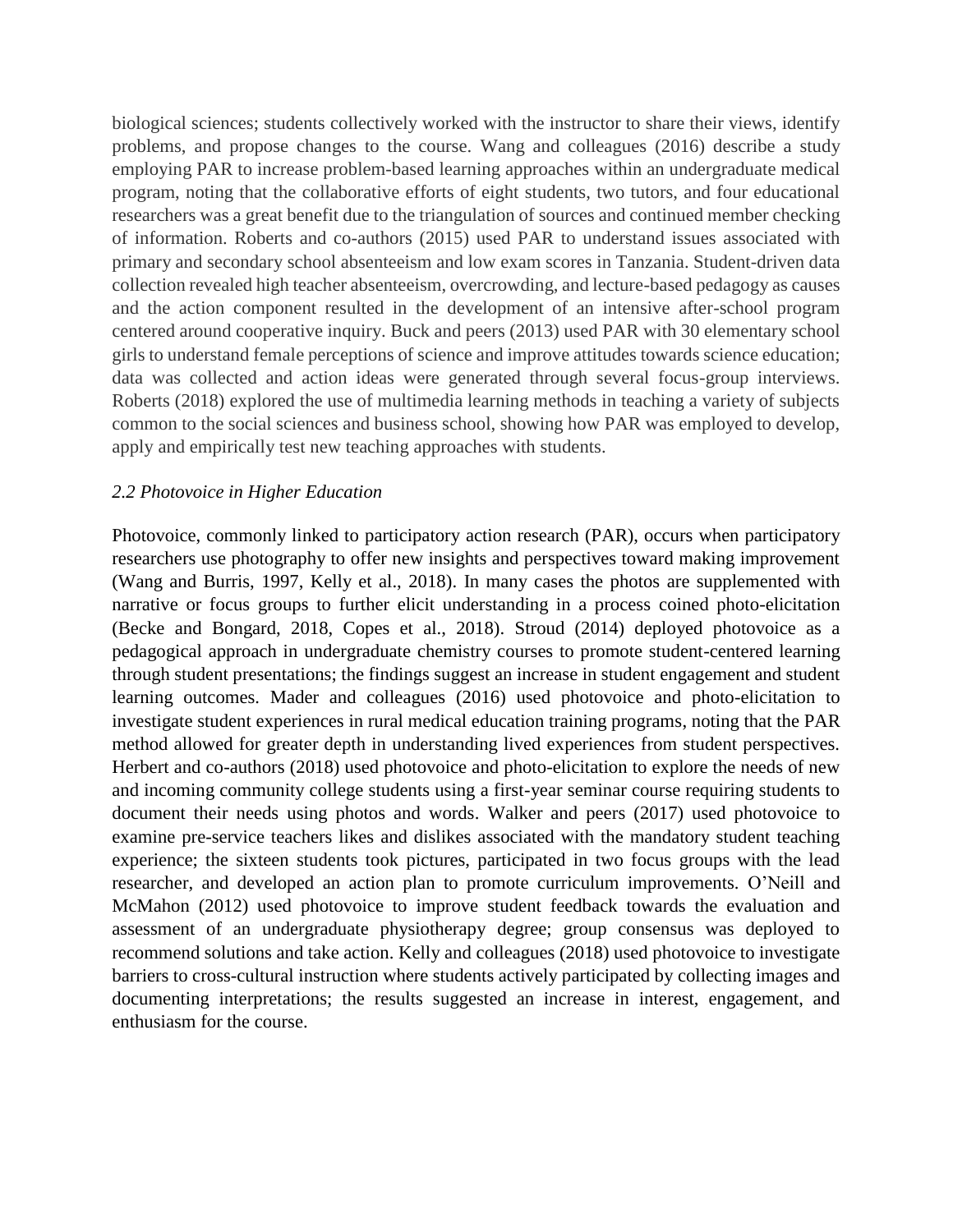biological sciences; students collectively worked with the instructor to share their views, identify problems, and propose changes to the course. Wang and colleagues (2016) describe a study employing PAR to increase problem-based learning approaches within an undergraduate medical program, noting that the collaborative efforts of eight students, two tutors, and four educational researchers was a great benefit due to the triangulation of sources and continued member checking of information. Roberts and co-authors (2015) used PAR to understand issues associated with primary and secondary school absenteeism and low exam scores in Tanzania. Student-driven data collection revealed high teacher absenteeism, overcrowding, and lecture-based pedagogy as causes and the action component resulted in the development of an intensive after-school program centered around cooperative inquiry. Buck and peers (2013) used PAR with 30 elementary school girls to understand female perceptions of science and improve attitudes towards science education; data was collected and action ideas were generated through several focus-group interviews. Roberts (2018) explored the use of multimedia learning methods in teaching a variety of subjects common to the social sciences and business school, showing how PAR was employed to develop, apply and empirically test new teaching approaches with students.

### *2.2 Photovoice in Higher Education*

Photovoice, commonly linked to participatory action research (PAR), occurs when participatory researchers use photography to offer new insights and perspectives toward making improvement (Wang and Burris, 1997, Kelly et al., 2018). In many cases the photos are supplemented with narrative or focus groups to further elicit understanding in a process coined photo-elicitation (Becke and Bongard, 2018, Copes et al., 2018). Stroud (2014) deployed photovoice as a pedagogical approach in undergraduate chemistry courses to promote student-centered learning through student presentations; the findings suggest an increase in student engagement and student learning outcomes. Mader and colleagues (2016) used photovoice and photo-elicitation to investigate student experiences in rural medical education training programs, noting that the PAR method allowed for greater depth in understanding lived experiences from student perspectives. Herbert and co-authors (2018) used photovoice and photo-elicitation to explore the needs of new and incoming community college students using a first-year seminar course requiring students to document their needs using photos and words. Walker and peers (2017) used photovoice to examine pre-service teachers likes and dislikes associated with the mandatory student teaching experience; the sixteen students took pictures, participated in two focus groups with the lead researcher, and developed an action plan to promote curriculum improvements. O'Neill and McMahon (2012) used photovoice to improve student feedback towards the evaluation and assessment of an undergraduate physiotherapy degree; group consensus was deployed to recommend solutions and take action. Kelly and colleagues (2018) used photovoice to investigate barriers to cross-cultural instruction where students actively participated by collecting images and documenting interpretations; the results suggested an increase in interest, engagement, and enthusiasm for the course.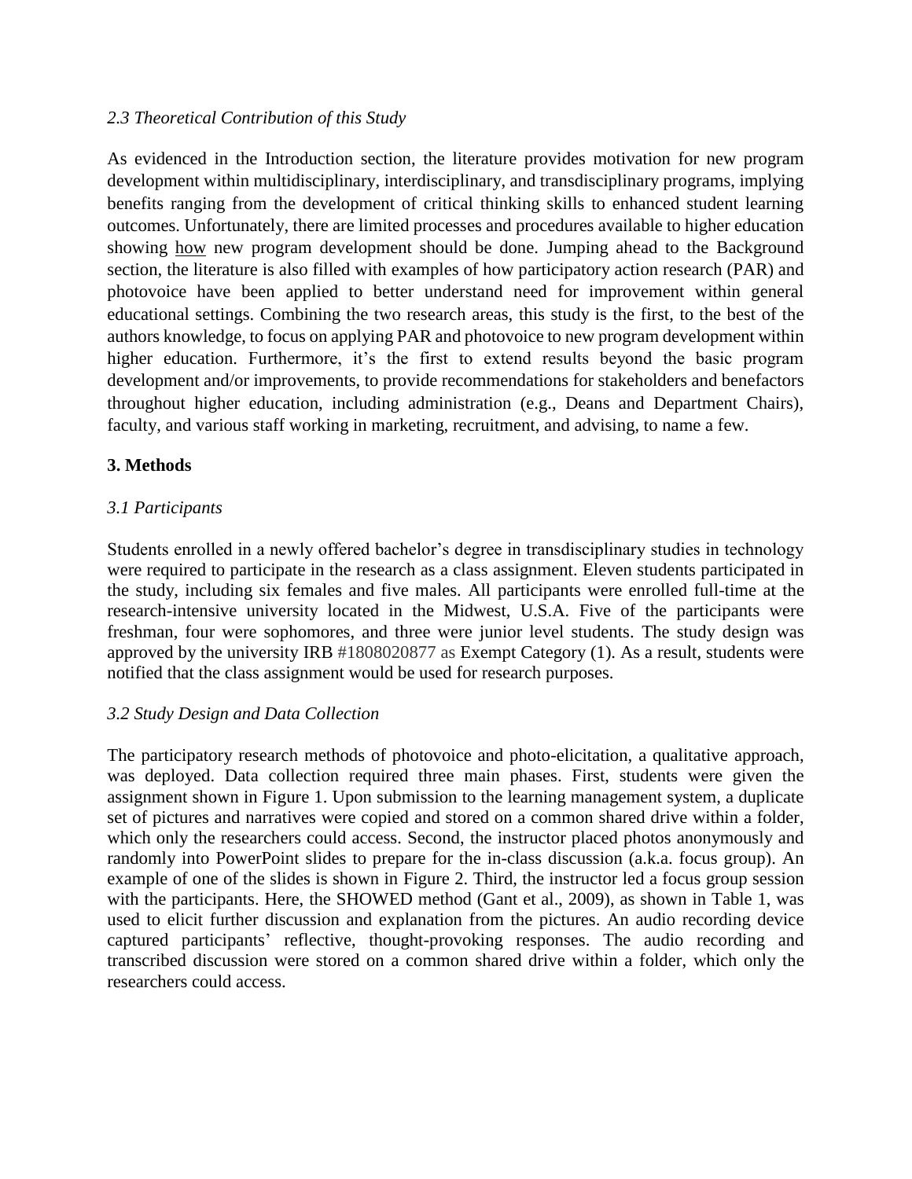### *2.3 Theoretical Contribution of this Study*

As evidenced in the Introduction section, the literature provides motivation for new program development within multidisciplinary, interdisciplinary, and transdisciplinary programs, implying benefits ranging from the development of critical thinking skills to enhanced student learning outcomes. Unfortunately, there are limited processes and procedures available to higher education showing how new program development should be done. Jumping ahead to the Background section, the literature is also filled with examples of how participatory action research (PAR) and photovoice have been applied to better understand need for improvement within general educational settings. Combining the two research areas, this study is the first, to the best of the authors knowledge, to focus on applying PAR and photovoice to new program development within higher education. Furthermore, it's the first to extend results beyond the basic program development and/or improvements, to provide recommendations for stakeholders and benefactors throughout higher education, including administration (e.g., Deans and Department Chairs), faculty, and various staff working in marketing, recruitment, and advising, to name a few.

## **3. Methods**

### *3.1 Participants*

Students enrolled in a newly offered bachelor's degree in transdisciplinary studies in technology were required to participate in the research as a class assignment. Eleven students participated in the study, including six females and five males. All participants were enrolled full-time at the research-intensive university located in the Midwest, U.S.A. Five of the participants were freshman, four were sophomores, and three were junior level students. The study design was approved by the university IRB #1808020877 as Exempt Category (1). As a result, students were notified that the class assignment would be used for research purposes.

### *3.2 Study Design and Data Collection*

The participatory research methods of photovoice and photo-elicitation, a qualitative approach, was deployed. Data collection required three main phases. First, students were given the assignment shown in Figure 1. Upon submission to the learning management system, a duplicate set of pictures and narratives were copied and stored on a common shared drive within a folder, which only the researchers could access. Second, the instructor placed photos anonymously and randomly into PowerPoint slides to prepare for the in-class discussion (a.k.a. focus group). An example of one of the slides is shown in Figure 2. Third, the instructor led a focus group session with the participants. Here, the SHOWED method (Gant et al., 2009), as shown in Table 1, was used to elicit further discussion and explanation from the pictures. An audio recording device captured participants' reflective, thought-provoking responses. The audio recording and transcribed discussion were stored on a common shared drive within a folder, which only the researchers could access.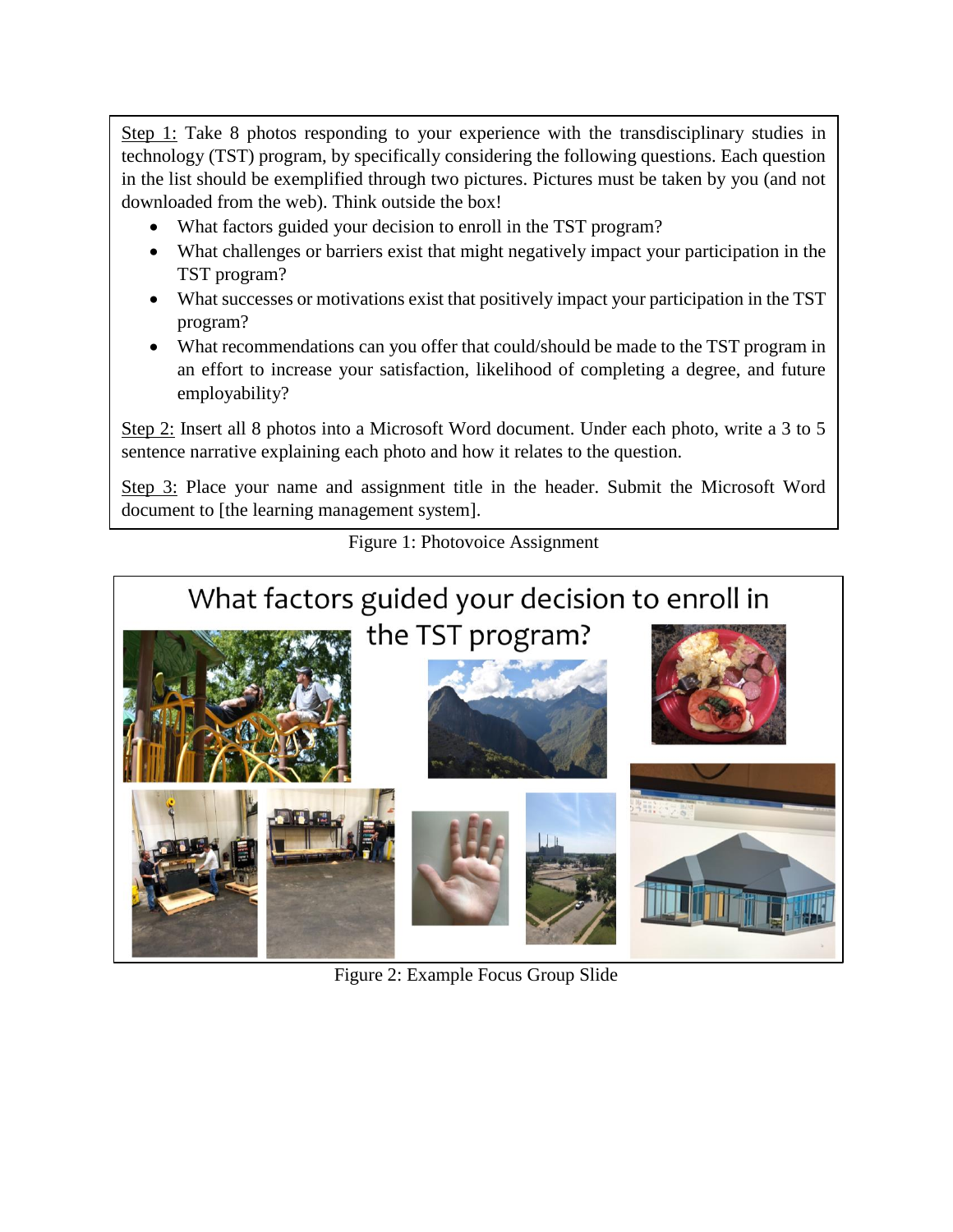Step 1: Take 8 photos responding to your experience with the transdisciplinary studies in technology (TST) program, by specifically considering the following questions. Each question in the list should be exemplified through two pictures. Pictures must be taken by you (and not downloaded from the web). Think outside the box!

- What factors guided your decision to enroll in the TST program?
- What challenges or barriers exist that might negatively impact your participation in the TST program?
- What successes or motivations exist that positively impact your participation in the TST program?
- What recommendations can you offer that could/should be made to the TST program in an effort to increase your satisfaction, likelihood of completing a degree, and future employability?

Step 2: Insert all 8 photos into a Microsoft Word document. Under each photo, write a 3 to 5 sentence narrative explaining each photo and how it relates to the question.

Step 3: Place your name and assignment title in the header. Submit the Microsoft Word document to [the learning management system].

Figure 1: Photovoice Assignment

Figure 2: Example Focus Group Slide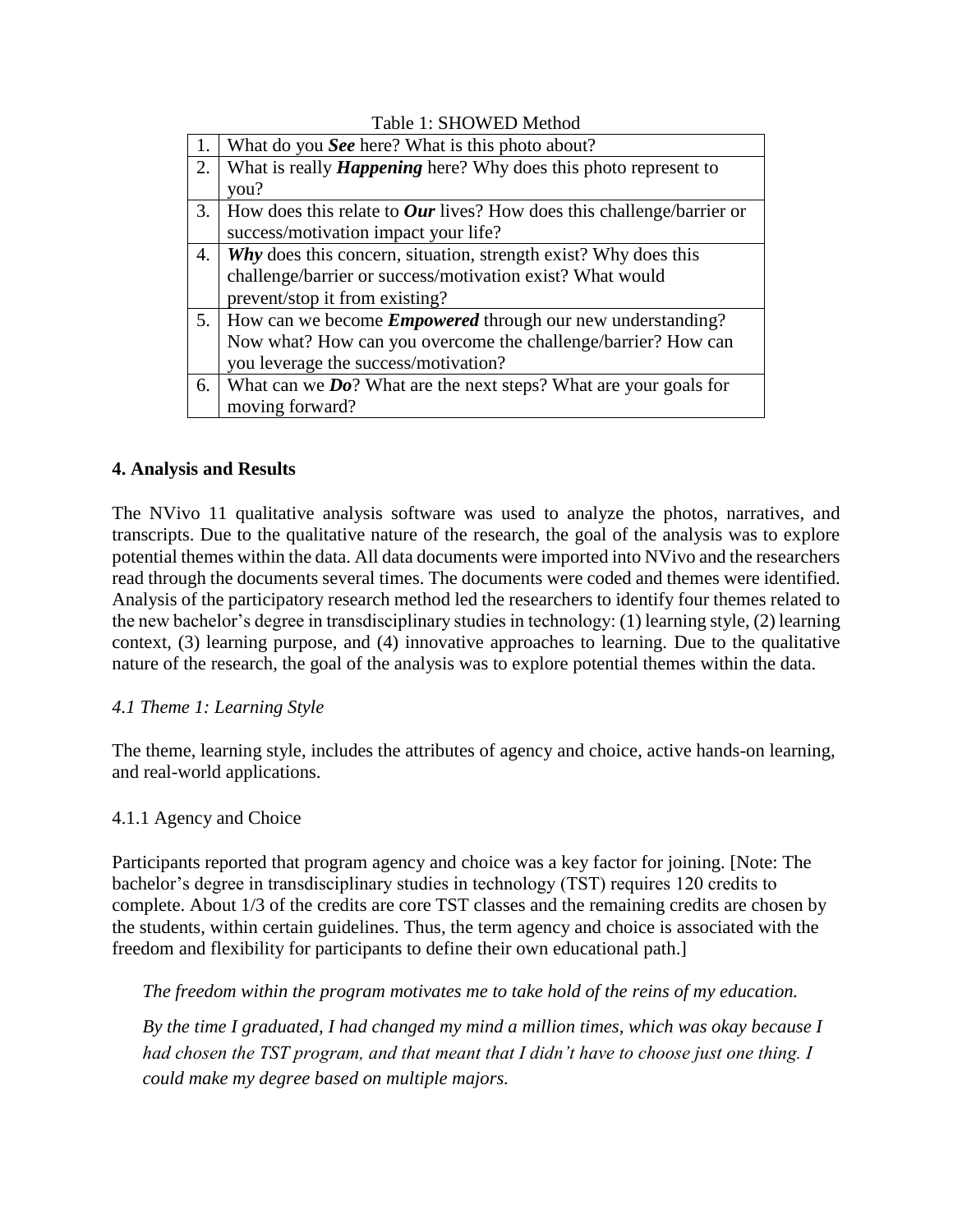Table 1: SHOWED Method

| | |
|---|---|
| 1. | What do you ***See*** here? What is this photo about? |
| 2. | What is really ***Happening*** here? Why does this photo represent to you? |
| 3. | How does this relate to ***Our*** lives? How does this challenge/barrier or success/motivation impact your life? |
| 4. | ***Why*** does this concern, situation, strength exist? Why does this challenge/barrier or success/motivation exist? What would prevent/stop it from existing? |
| 5. | How can we become ***Empowered*** through our new understanding? Now what? How can you overcome the challenge/barrier? How can you leverage the success/motivation? |
| 6. | What can we ***Do***? What are the next steps? What are your goals for moving forward? |

## 4. Analysis and Results

The NVivo 11 qualitative analysis software was used to analyze the photos, narratives, and transcripts. Due to the qualitative nature of the research, the goal of the analysis was to explore potential themes within the data. All data documents were imported into NVivo and the researchers read through the documents several times. The documents were coded and themes were identified. Analysis of the participatory research method led the researchers to identify four themes related to the new bachelor's degree in transdisciplinary studies in technology: (1) learning style, (2) learning context, (3) learning purpose, and (4) innovative approaches to learning. Due to the qualitative nature of the research, the goal of the analysis was to explore potential themes within the data.

### *4.1 Theme 1: Learning Style*

The theme, learning style, includes the attributes of agency and choice, active hands-on learning, and real-world applications.

#### 4.1.1 Agency and Choice

Participants reported that program agency and choice was a key factor for joining. [Note: The bachelor's degree in transdisciplinary studies in technology (TST) requires 120 credits to complete. About 1/3 of the credits are core TST classes and the remaining credits are chosen by the students, within certain guidelines. Thus, the term agency and choice is associated with the freedom and flexibility for participants to define their own educational path.]

*The freedom within the program motivates me to take hold of the reins of my education.*

*By the time I graduated, I had changed my mind a million times, which was okay because I had chosen the TST program, and that meant that I didn't have to choose just one thing. I could make my degree based on multiple majors.*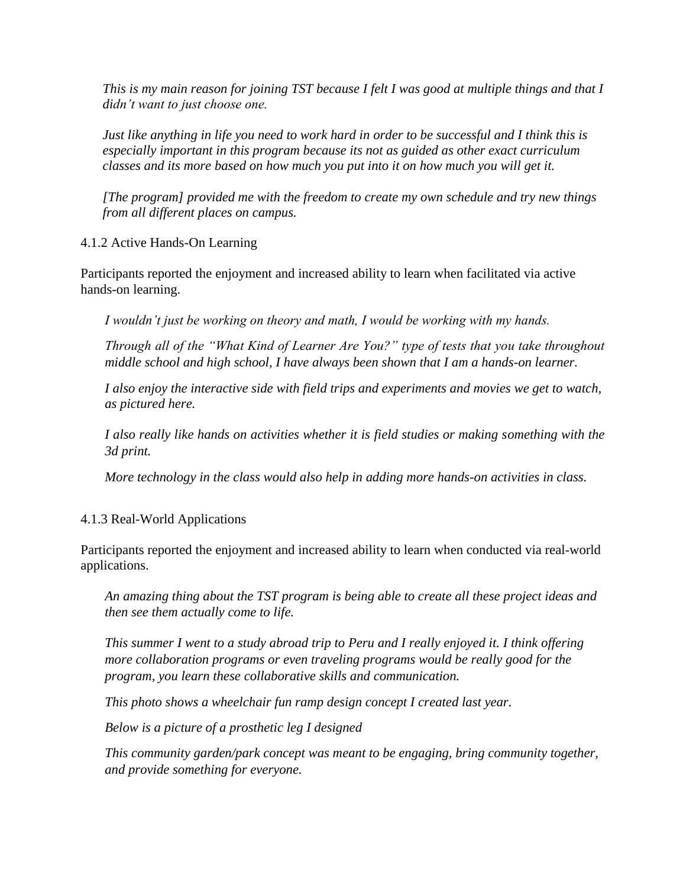*This is my main reason for joining TST because I felt I was good at multiple things and that I didn't want to just choose one.*

*Just like anything in life you need to work hard in order to be successful and I think this is especially important in this program because its not as guided as other exact curriculum classes and its more based on how much you put into it on how much you will get it.*

*[The program] provided me with the freedom to create my own schedule and try new things from all different places on campus.*

### 4.1.2 Active Hands-On Learning

Participants reported the enjoyment and increased ability to learn when facilitated via active hands-on learning.

*I wouldn't just be working on theory and math, I would be working with my hands.*

*Through all of the "What Kind of Learner Are You?" type of tests that you take throughout middle school and high school, I have always been shown that I am a hands-on learner.*

*I also enjoy the interactive side with field trips and experiments and movies we get to watch, as pictured here.*

*I also really like hands on activities whether it is field studies or making something with the 3d print.*

*More technology in the class would also help in adding more hands-on activities in class.*

### 4.1.3 Real-World Applications

Participants reported the enjoyment and increased ability to learn when conducted via real-world applications.

*An amazing thing about the TST program is being able to create all these project ideas and then see them actually come to life.*

*This summer I went to a study abroad trip to Peru and I really enjoyed it. I think offering more collaboration programs or even traveling programs would be really good for the program, you learn these collaborative skills and communication.*

*This photo shows a wheelchair fun ramp design concept I created last year.*

*Below is a picture of a prosthetic leg I designed*

*This community garden/park concept was meant to be engaging, bring community together, and provide something for everyone.*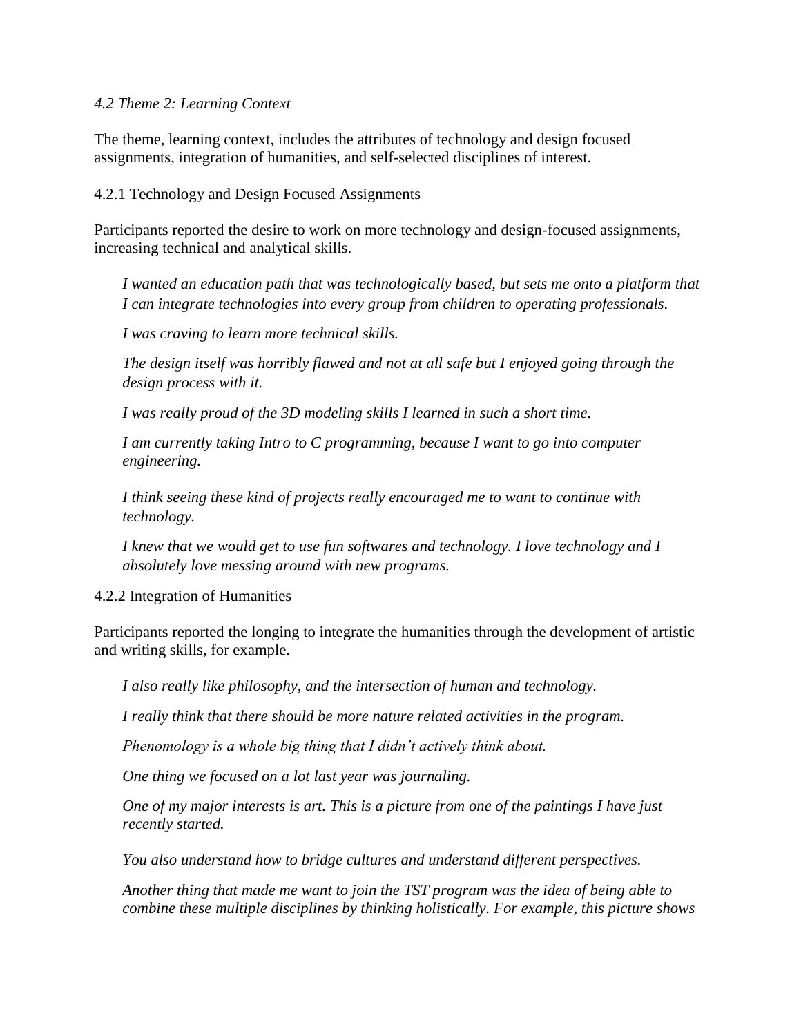### *4.2 Theme 2: Learning Context*

The theme, learning context, includes the attributes of technology and design focused assignments, integration of humanities, and self-selected disciplines of interest.

#### 4.2.1 Technology and Design Focused Assignments

Participants reported the desire to work on more technology and design-focused assignments, increasing technical and analytical skills.

> *I wanted an education path that was technologically based, but sets me onto a platform that I can integrate technologies into every group from children to operating professionals.*
>
> *I was craving to learn more technical skills.*
>
> *The design itself was horribly flawed and not at all safe but I enjoyed going through the design process with it.*
>
> *I was really proud of the 3D modeling skills I learned in such a short time.*
>
> *I am currently taking Intro to C programming, because I want to go into computer engineering.*
>
> *I think seeing these kind of projects really encouraged me to want to continue with technology.*
>
> *I knew that we would get to use fun softwares and technology. I love technology and I absolutely love messing around with new programs.*

#### 4.2.2 Integration of Humanities

Participants reported the longing to integrate the humanities through the development of artistic and writing skills, for example.

> *I also really like philosophy, and the intersection of human and technology.*
>
> *I really think that there should be more nature related activities in the program.*
>
> *Phenomology is a whole big thing that I didn't actively think about.*
>
> *One thing we focused on a lot last year was journaling.*
>
> *One of my major interests is art. This is a picture from one of the paintings I have just recently started.*
>
> *You also understand how to bridge cultures and understand different perspectives.*
>
> *Another thing that made me want to join the TST program was the idea of being able to combine these multiple disciplines by thinking holistically. For example, this picture shows*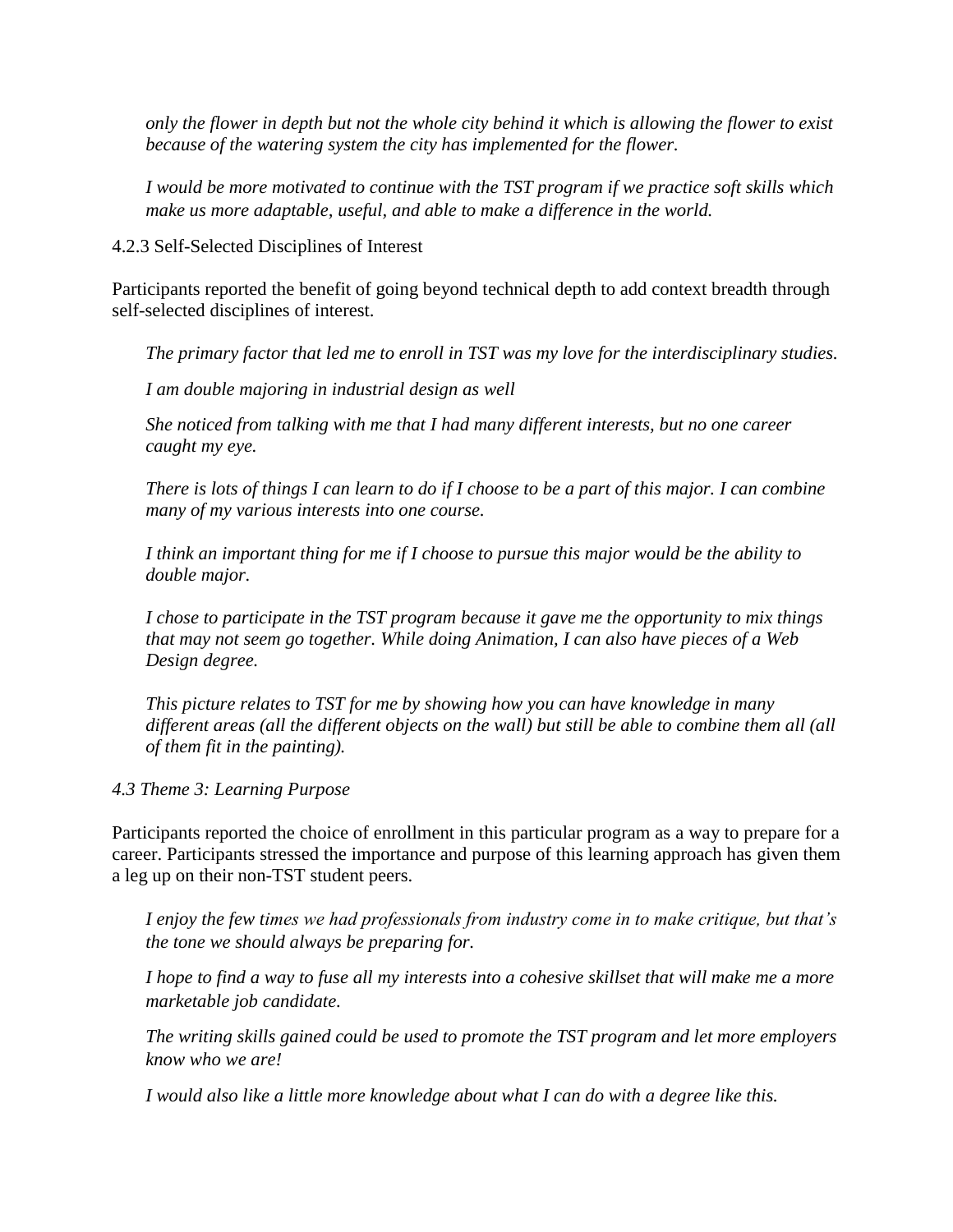*only the flower in depth but not the whole city behind it which is allowing the flower to exist because of the watering system the city has implemented for the flower.*

*I would be more motivated to continue with the TST program if we practice soft skills which make us more adaptable, useful, and able to make a difference in the world.*

#### 4.2.3 Self-Selected Disciplines of Interest

Participants reported the benefit of going beyond technical depth to add context breadth through self-selected disciplines of interest.

*The primary factor that led me to enroll in TST was my love for the interdisciplinary studies.*

*I am double majoring in industrial design as well*

*She noticed from talking with me that I had many different interests, but no one career caught my eye.*

*There is lots of things I can learn to do if I choose to be a part of this major. I can combine many of my various interests into one course.*

*I think an important thing for me if I choose to pursue this major would be the ability to double major.*

*I chose to participate in the TST program because it gave me the opportunity to mix things that may not seem go together. While doing Animation, I can also have pieces of a Web Design degree.*

*This picture relates to TST for me by showing how you can have knowledge in many different areas (all the different objects on the wall) but still be able to combine them all (all of them fit in the painting).*

### *4.3 Theme 3: Learning Purpose*

Participants reported the choice of enrollment in this particular program as a way to prepare for a career. Participants stressed the importance and purpose of this learning approach has given them a leg up on their non-TST student peers.

*I enjoy the few times we had professionals from industry come in to make critique, but that's the tone we should always be preparing for.*

*I hope to find a way to fuse all my interests into a cohesive skillset that will make me a more marketable job candidate.*

*The writing skills gained could be used to promote the TST program and let more employers know who we are!*

*I would also like a little more knowledge about what I can do with a degree like this.*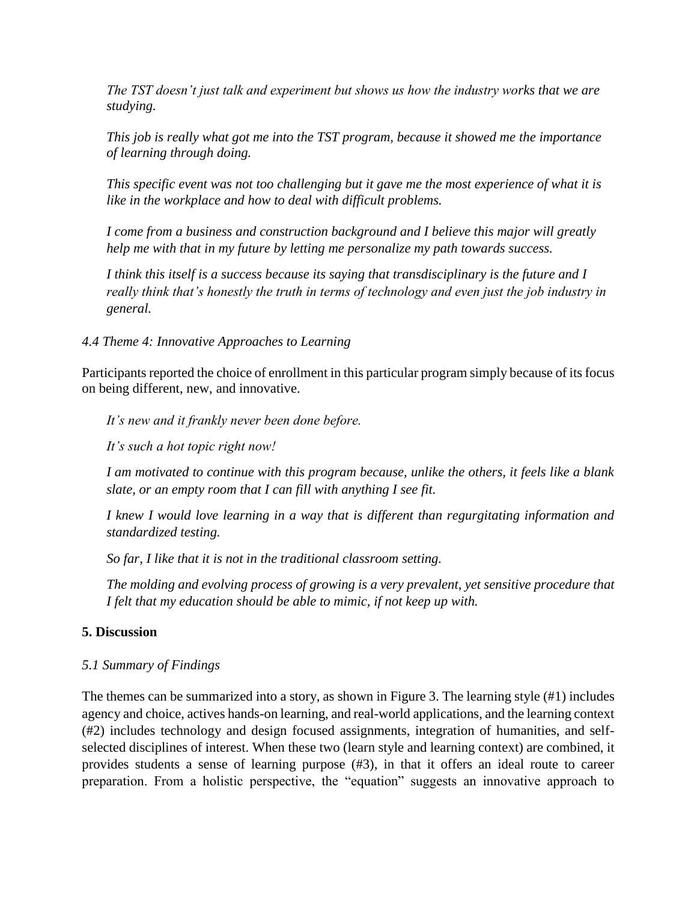*The TST doesn't just talk and experiment but shows us how the industry works that we are studying.*

*This job is really what got me into the TST program, because it showed me the importance of learning through doing.*

*This specific event was not too challenging but it gave me the most experience of what it is like in the workplace and how to deal with difficult problems.*

*I come from a business and construction background and I believe this major will greatly help me with that in my future by letting me personalize my path towards success.*

*I think this itself is a success because its saying that transdisciplinary is the future and I really think that's honestly the truth in terms of technology and even just the job industry in general.*

### *4.4 Theme 4: Innovative Approaches to Learning*

Participants reported the choice of enrollment in this particular program simply because of its focus on being different, new, and innovative.

*It's new and it frankly never been done before.*

*It's such a hot topic right now!*

*I am motivated to continue with this program because, unlike the others, it feels like a blank slate, or an empty room that I can fill with anything I see fit.*

*I knew I would love learning in a way that is different than regurgitating information and standardized testing.*

*So far, I like that it is not in the traditional classroom setting.*

*The molding and evolving process of growing is a very prevalent, yet sensitive procedure that I felt that my education should be able to mimic, if not keep up with.*

## **5. Discussion**

### *5.1 Summary of Findings*

The themes can be summarized into a story, as shown in Figure 3. The learning style (#1) includes agency and choice, actives hands-on learning, and real-world applications, and the learning context (#2) includes technology and design focused assignments, integration of humanities, and self-selected disciplines of interest. When these two (learn style and learning context) are combined, it provides students a sense of learning purpose (#3), in that it offers an ideal route to career preparation. From a holistic perspective, the "equation" suggests an innovative approach to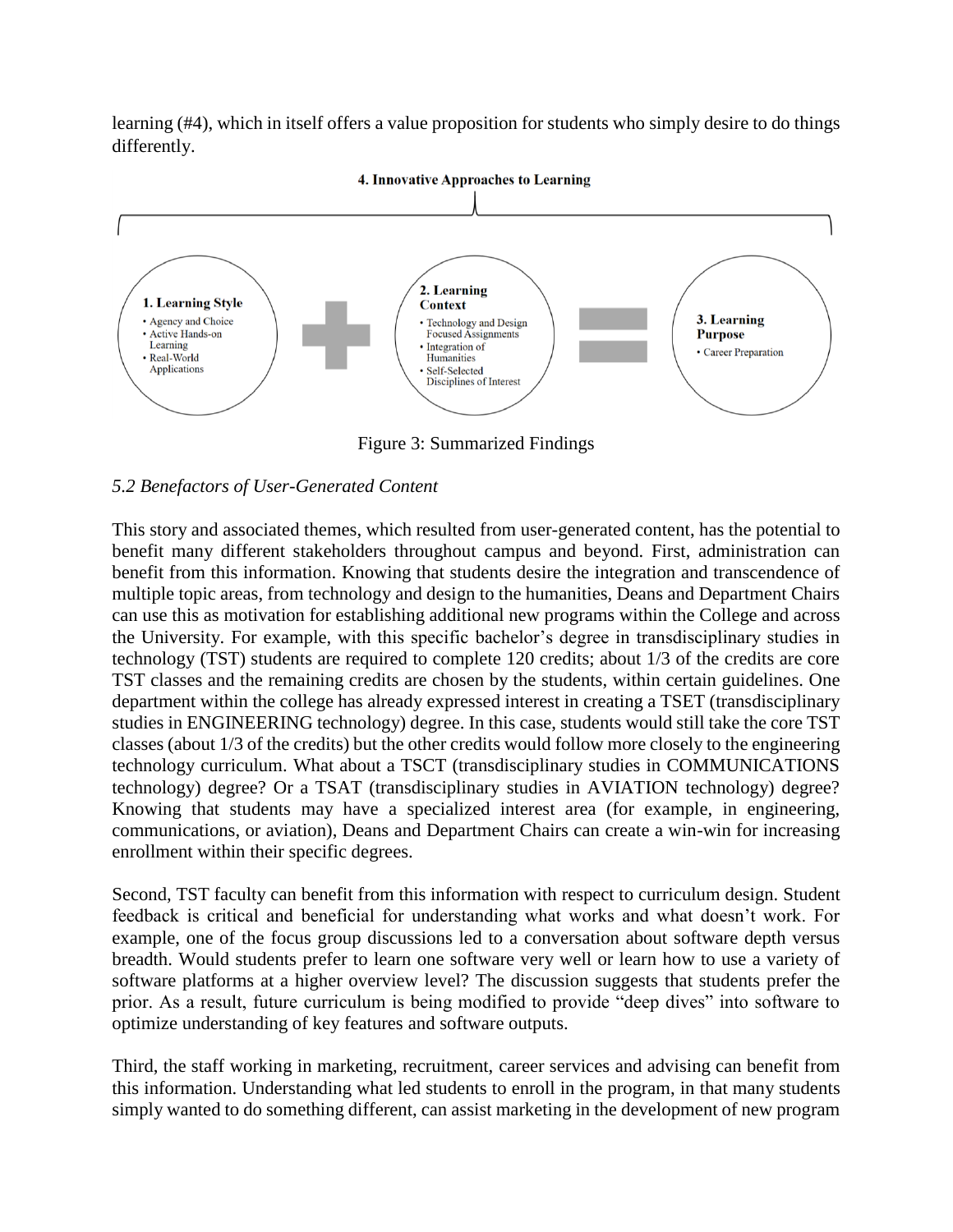learning (#4), which in itself offers a value proposition for students who simply desire to do things differently.

**4. Innovative Approaches to Learning**

**1. Learning Style**
- Agency and Choice
- Active Hands-on Learning
- Real-World Applications

+

**2. Learning Context**
- Technology and Design Focused Assignments
- Integration of Humanities
- Self-Selected Disciplines of Interest

=

**3. Learning Purpose**
- Career Preparation

Figure 3: Summarized Findings

### *5.2 Benefactors of User-Generated Content*

This story and associated themes, which resulted from user-generated content, has the potential to benefit many different stakeholders throughout campus and beyond. First, administration can benefit from this information. Knowing that students desire the integration and transcendence of multiple topic areas, from technology and design to the humanities, Deans and Department Chairs can use this as motivation for establishing additional new programs within the College and across the University. For example, with this specific bachelor's degree in transdisciplinary studies in technology (TST) students are required to complete 120 credits; about 1/3 of the credits are core TST classes and the remaining credits are chosen by the students, within certain guidelines. One department within the college has already expressed interest in creating a TSET (transdisciplinary studies in ENGINEERING technology) degree. In this case, students would still take the core TST classes (about 1/3 of the credits) but the other credits would follow more closely to the engineering technology curriculum. What about a TSCT (transdisciplinary studies in COMMUNICATIONS technology) degree? Or a TSAT (transdisciplinary studies in AVIATION technology) degree? Knowing that students may have a specialized interest area (for example, in engineering, communications, or aviation), Deans and Department Chairs can create a win-win for increasing enrollment within their specific degrees.

Second, TST faculty can benefit from this information with respect to curriculum design. Student feedback is critical and beneficial for understanding what works and what doesn't work. For example, one of the focus group discussions led to a conversation about software depth versus breadth. Would students prefer to learn one software very well or learn how to use a variety of software platforms at a higher overview level? The discussion suggests that students prefer the prior. As a result, future curriculum is being modified to provide "deep dives" into software to optimize understanding of key features and software outputs.

Third, the staff working in marketing, recruitment, career services and advising can benefit from this information. Understanding what led students to enroll in the program, in that many students simply wanted to do something different, can assist marketing in the development of new program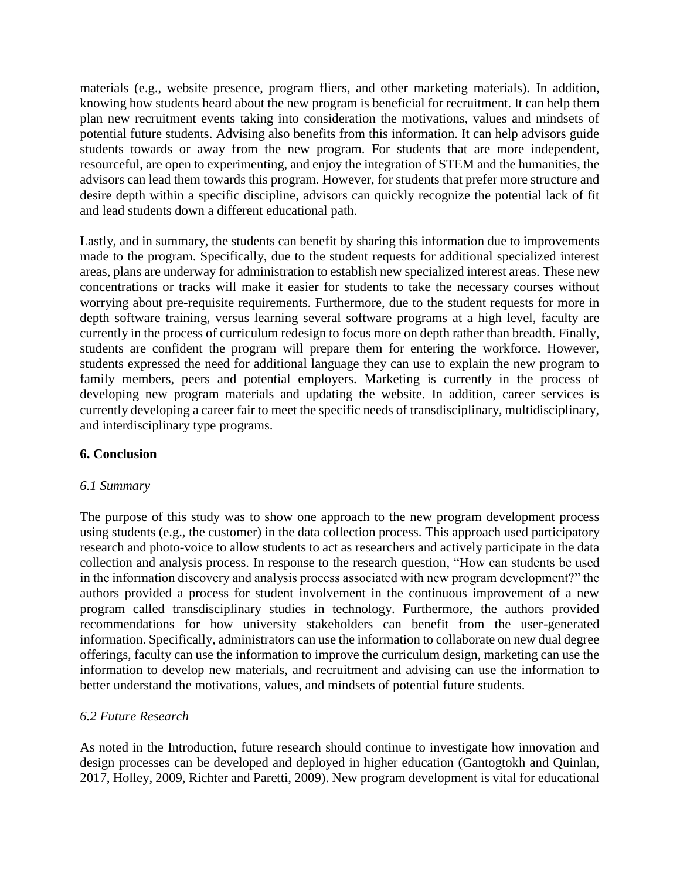materials (e.g., website presence, program fliers, and other marketing materials). In addition, knowing how students heard about the new program is beneficial for recruitment. It can help them plan new recruitment events taking into consideration the motivations, values and mindsets of potential future students. Advising also benefits from this information. It can help advisors guide students towards or away from the new program. For students that are more independent, resourceful, are open to experimenting, and enjoy the integration of STEM and the humanities, the advisors can lead them towards this program. However, for students that prefer more structure and desire depth within a specific discipline, advisors can quickly recognize the potential lack of fit and lead students down a different educational path.

Lastly, and in summary, the students can benefit by sharing this information due to improvements made to the program. Specifically, due to the student requests for additional specialized interest areas, plans are underway for administration to establish new specialized interest areas. These new concentrations or tracks will make it easier for students to take the necessary courses without worrying about pre-requisite requirements. Furthermore, due to the student requests for more in depth software training, versus learning several software programs at a high level, faculty are currently in the process of curriculum redesign to focus more on depth rather than breadth. Finally, students are confident the program will prepare them for entering the workforce. However, students expressed the need for additional language they can use to explain the new program to family members, peers and potential employers. Marketing is currently in the process of developing new program materials and updating the website. In addition, career services is currently developing a career fair to meet the specific needs of transdisciplinary, multidisciplinary, and interdisciplinary type programs.

## 6. Conclusion

### *6.1 Summary*

The purpose of this study was to show one approach to the new program development process using students (e.g., the customer) in the data collection process. This approach used participatory research and photo-voice to allow students to act as researchers and actively participate in the data collection and analysis process. In response to the research question, "How can students be used in the information discovery and analysis process associated with new program development?" the authors provided a process for student involvement in the continuous improvement of a new program called transdisciplinary studies in technology. Furthermore, the authors provided recommendations for how university stakeholders can benefit from the user-generated information. Specifically, administrators can use the information to collaborate on new dual degree offerings, faculty can use the information to improve the curriculum design, marketing can use the information to develop new materials, and recruitment and advising can use the information to better understand the motivations, values, and mindsets of potential future students.

### *6.2 Future Research*

As noted in the Introduction, future research should continue to investigate how innovation and design processes can be developed and deployed in higher education (Gantogtokh and Quinlan, 2017, Holley, 2009, Richter and Paretti, 2009). New program development is vital for educational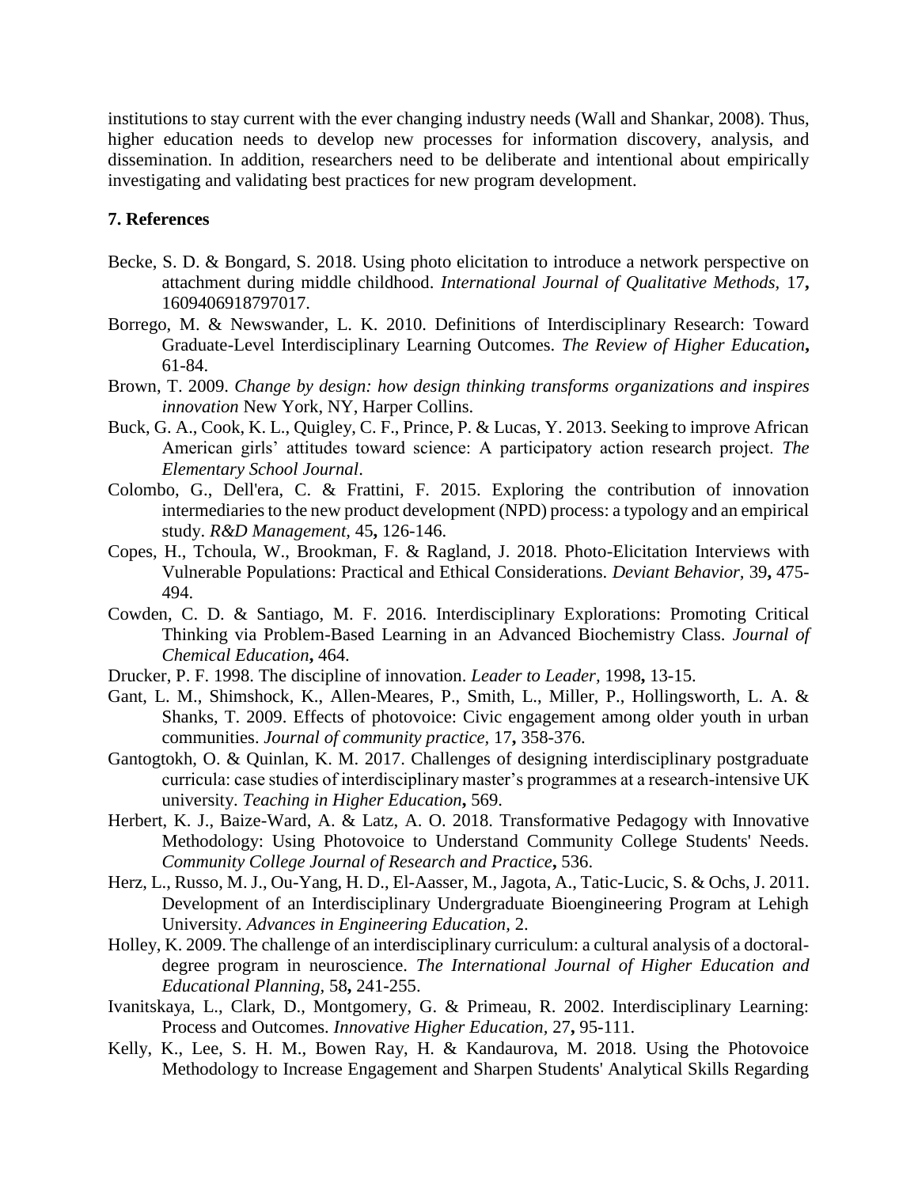institutions to stay current with the ever changing industry needs (Wall and Shankar, 2008). Thus, higher education needs to develop new processes for information discovery, analysis, and dissemination. In addition, researchers need to be deliberate and intentional about empirically investigating and validating best practices for new program development.

## 7. References

Becke, S. D. & Bongard, S. 2018. Using photo elicitation to introduce a network perspective on attachment during middle childhood. *International Journal of Qualitative Methods,* 17**,** 1609406918797017.

Borrego, M. & Newswander, L. K. 2010. Definitions of Interdisciplinary Research: Toward Graduate-Level Interdisciplinary Learning Outcomes. *The Review of Higher Education***,** 61-84.

Brown, T. 2009. *Change by design: how design thinking transforms organizations and inspires innovation* New York, NY, Harper Collins.

Buck, G. A., Cook, K. L., Quigley, C. F., Prince, P. & Lucas, Y. 2013. Seeking to improve African American girls' attitudes toward science: A participatory action research project. *The Elementary School Journal*.

Colombo, G., Dell'era, C. & Frattini, F. 2015. Exploring the contribution of innovation intermediaries to the new product development (NPD) process: a typology and an empirical study. *R&D Management,* 45**,** 126-146.

Copes, H., Tchoula, W., Brookman, F. & Ragland, J. 2018. Photo-Elicitation Interviews with Vulnerable Populations: Practical and Ethical Considerations. *Deviant Behavior,* 39**,** 475-494.

Cowden, C. D. & Santiago, M. F. 2016. Interdisciplinary Explorations: Promoting Critical Thinking via Problem-Based Learning in an Advanced Biochemistry Class. *Journal of Chemical Education***,** 464.

Drucker, P. F. 1998. The discipline of innovation. *Leader to Leader,* 1998**,** 13-15.

Gant, L. M., Shimshock, K., Allen-Meares, P., Smith, L., Miller, P., Hollingsworth, L. A. & Shanks, T. 2009. Effects of photovoice: Civic engagement among older youth in urban communities. *Journal of community practice,* 17**,** 358-376.

Gantogtokh, O. & Quinlan, K. M. 2017. Challenges of designing interdisciplinary postgraduate curricula: case studies of interdisciplinary master's programmes at a research-intensive UK university. *Teaching in Higher Education***,** 569.

Herbert, K. J., Baize-Ward, A. & Latz, A. O. 2018. Transformative Pedagogy with Innovative Methodology: Using Photovoice to Understand Community College Students' Needs. *Community College Journal of Research and Practice***,** 536.

Herz, L., Russo, M. J., Ou-Yang, H. D., El-Aasser, M., Jagota, A., Tatic-Lucic, S. & Ochs, J. 2011. Development of an Interdisciplinary Undergraduate Bioengineering Program at Lehigh University. *Advances in Engineering Education*, 2.

Holley, K. 2009. The challenge of an interdisciplinary curriculum: a cultural analysis of a doctoral-degree program in neuroscience. *The International Journal of Higher Education and Educational Planning,* 58**,** 241-255.

Ivanitskaya, L., Clark, D., Montgomery, G. & Primeau, R. 2002. Interdisciplinary Learning: Process and Outcomes. *Innovative Higher Education,* 27**,** 95-111.

Kelly, K., Lee, S. H. M., Bowen Ray, H. & Kandaurova, M. 2018. Using the Photovoice Methodology to Increase Engagement and Sharpen Students' Analytical Skills Regarding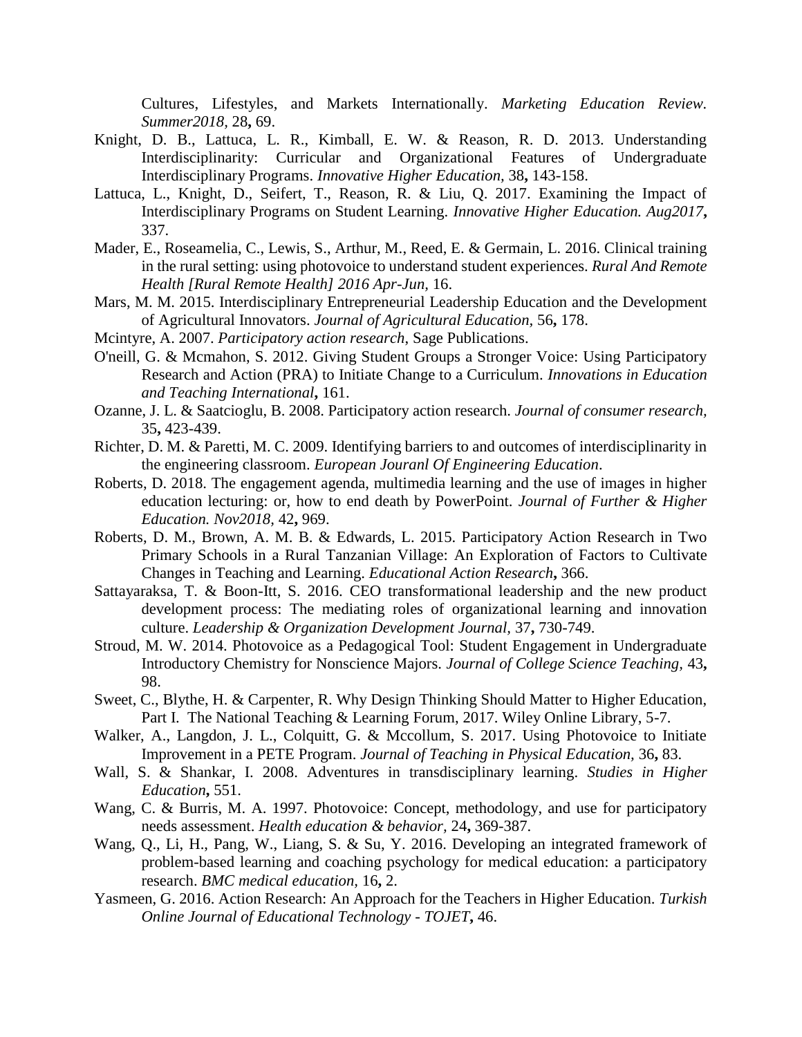Cultures, Lifestyles, and Markets Internationally. *Marketing Education Review. Summer2018,* 28**,** 69.

Knight, D. B., Lattuca, L. R., Kimball, E. W. & Reason, R. D. 2013. Understanding Interdisciplinarity: Curricular and Organizational Features of Undergraduate Interdisciplinary Programs. *Innovative Higher Education,* 38**,** 143-158.

Lattuca, L., Knight, D., Seifert, T., Reason, R. & Liu, Q. 2017. Examining the Impact of Interdisciplinary Programs on Student Learning. *Innovative Higher Education. Aug2017***,** 337.

Mader, E., Roseamelia, C., Lewis, S., Arthur, M., Reed, E. & Germain, L. 2016. Clinical training in the rural setting: using photovoice to understand student experiences. *Rural And Remote Health [Rural Remote Health] 2016 Apr-Jun,* 16.

Mars, M. M. 2015. Interdisciplinary Entrepreneurial Leadership Education and the Development of Agricultural Innovators. *Journal of Agricultural Education,* 56**,** 178.

Mcintyre, A. 2007. *Participatory action research*, Sage Publications.

O'neill, G. & Mcmahon, S. 2012. Giving Student Groups a Stronger Voice: Using Participatory Research and Action (PRA) to Initiate Change to a Curriculum. *Innovations in Education and Teaching International***,** 161.

Ozanne, J. L. & Saatcioglu, B. 2008. Participatory action research. *Journal of consumer research,* 35**,** 423-439.

Richter, D. M. & Paretti, M. C. 2009. Identifying barriers to and outcomes of interdisciplinarity in the engineering classroom. *European Jouranl Of Engineering Education*.

Roberts, D. 2018. The engagement agenda, multimedia learning and the use of images in higher education lecturing: or, how to end death by PowerPoint. *Journal of Further & Higher Education. Nov2018,* 42**,** 969.

Roberts, D. M., Brown, A. M. B. & Edwards, L. 2015. Participatory Action Research in Two Primary Schools in a Rural Tanzanian Village: An Exploration of Factors to Cultivate Changes in Teaching and Learning. *Educational Action Research***,** 366.

Sattayaraksa, T. & Boon-Itt, S. 2016. CEO transformational leadership and the new product development process: The mediating roles of organizational learning and innovation culture. *Leadership & Organization Development Journal,* 37**,** 730-749.

Stroud, M. W. 2014. Photovoice as a Pedagogical Tool: Student Engagement in Undergraduate Introductory Chemistry for Nonscience Majors. *Journal of College Science Teaching,* 43**,** 98.

Sweet, C., Blythe, H. & Carpenter, R. Why Design Thinking Should Matter to Higher Education, Part I. The National Teaching & Learning Forum, 2017. Wiley Online Library, 5-7.

Walker, A., Langdon, J. L., Colquitt, G. & Mccollum, S. 2017. Using Photovoice to Initiate Improvement in a PETE Program. *Journal of Teaching in Physical Education,* 36**,** 83.

Wall, S. & Shankar, I. 2008. Adventures in transdisciplinary learning. *Studies in Higher Education***,** 551.

Wang, C. & Burris, M. A. 1997. Photovoice: Concept, methodology, and use for participatory needs assessment. *Health education & behavior,* 24**,** 369-387.

Wang, Q., Li, H., Pang, W., Liang, S. & Su, Y. 2016. Developing an integrated framework of problem-based learning and coaching psychology for medical education: a participatory research. *BMC medical education,* 16**,** 2.

Yasmeen, G. 2016. Action Research: An Approach for the Teachers in Higher Education. *Turkish Online Journal of Educational Technology - TOJET***,** 46.